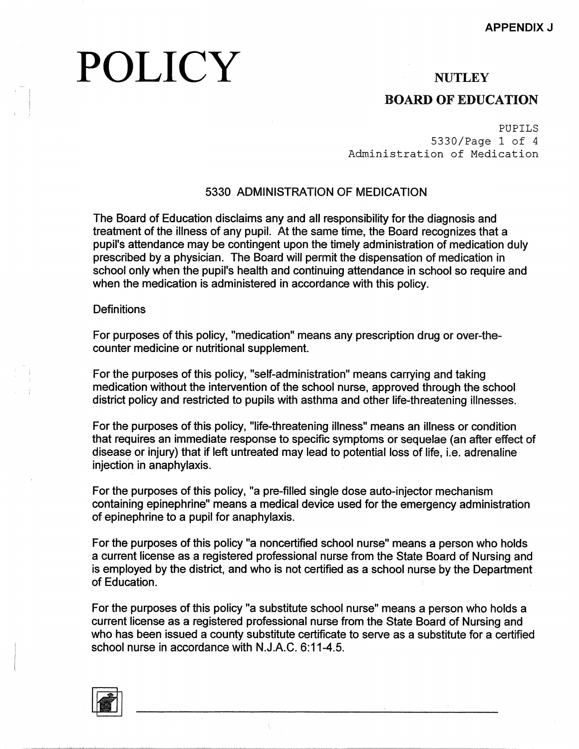APPENDIX J

# POLICY

## NUTLEY BOARD OF EDUCATION

PUPILS
5330/Page 1 of 4
Administration of Medication

### 5330 ADMINISTRATION OF MEDICATION

The Board of Education disclaims any and all responsibility for the diagnosis and treatment of the illness of any pupil. At the same time, the Board recognizes that a pupil's attendance may be contingent upon the timely administration of medication duly prescribed by a physician. The Board will permit the dispensation of medication in school only when the pupil's health and continuing attendance in school so require and when the medication is administered in accordance with this policy.

Definitions

For purposes of this policy, "medication" means any prescription drug or over-the-counter medicine or nutritional supplement.

For the purposes of this policy, "self-administration" means carrying and taking medication without the intervention of the school nurse, approved through the school district policy and restricted to pupils with asthma and other life-threatening illnesses.

For the purposes of this policy, "life-threatening illness" means an illness or condition that requires an immediate response to specific symptoms or sequelae (an after effect of disease or injury) that if left untreated may lead to potential loss of life, i.e. adrenaline injection in anaphylaxis.

For the purposes of this policy, "a pre-filled single dose auto-injector mechanism containing epinephrine" means a medical device used for the emergency administration of epinephrine to a pupil for anaphylaxis.

For the purposes of this policy "a noncertified school nurse" means a person who holds a current license as a registered professional nurse from the State Board of Nursing and is employed by the district, and who is not certified as a school nurse by the Department of Education.

For the purposes of this policy "a substitute school nurse" means a person who holds a current license as a registered professional nurse from the State Board of Nursing and who has been issued a county substitute certificate to serve as a substitute for a certified school nurse in accordance with N.J.A.C. 6:11-4.5.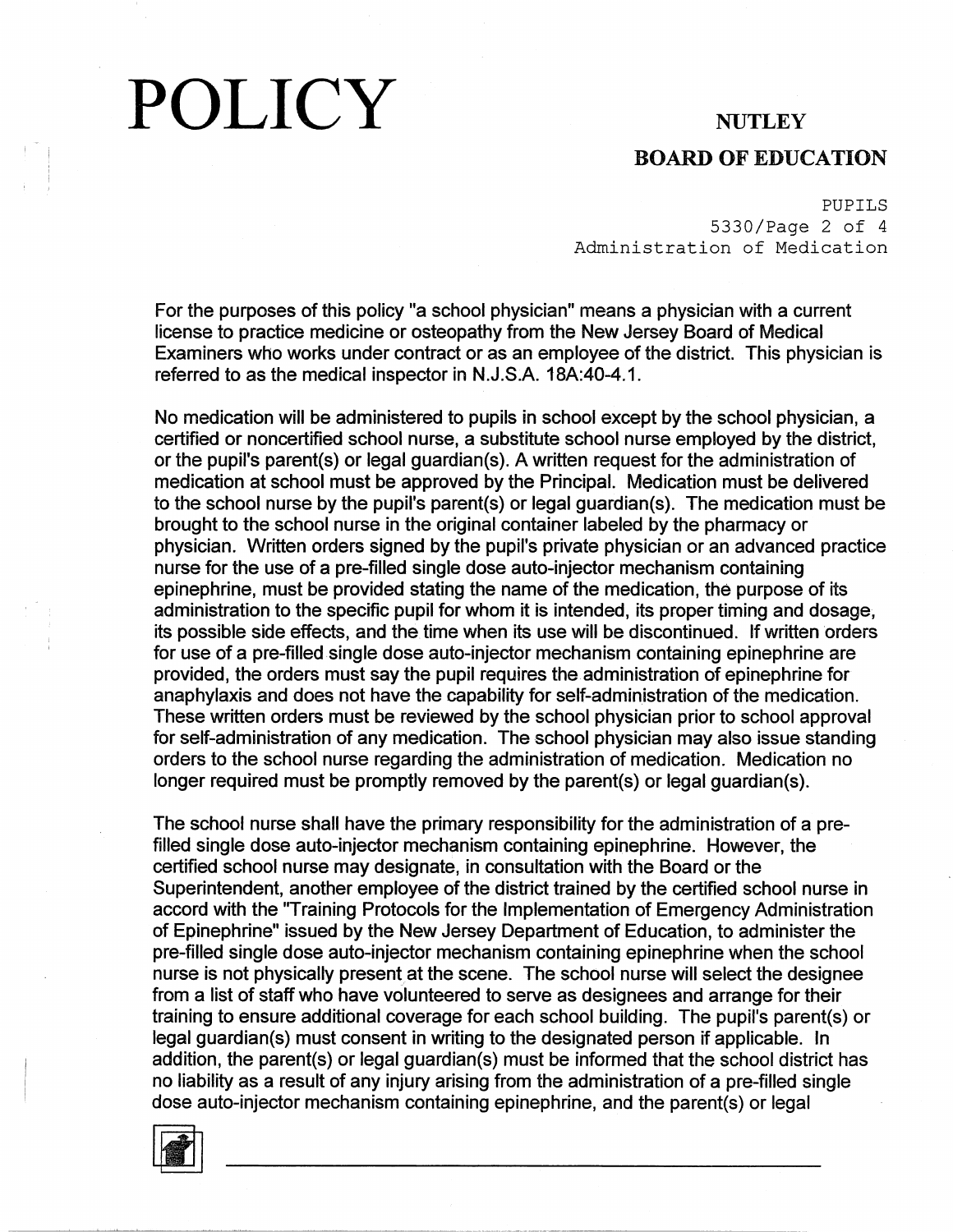For the purposes of this policy "a school physician" means a physician with a current license to practice medicine or osteopathy from the New Jersey Board of Medical Examiners who works under contract or as an employee of the district. This physician is referred to as the medical inspector in N.J.S.A. 18A:40-4.1.

No medication will be administered to pupils in school except by the school physician, a certified or noncertified school nurse, a substitute school nurse employed by the district, or the pupil's parent(s) or legal guardian(s). A written request for the administration of medication at school must be approved by the Principal. Medication must be delivered to the school nurse by the pupil's parent(s) or legal guardian(s). The medication must be brought to the school nurse in the original container labeled by the pharmacy or physician. Written orders signed by the pupil's private physician or an advanced practice nurse for the use of a pre-filled single dose auto-injector mechanism containing epinephrine, must be provided stating the name of the medication, the purpose of its administration to the specific pupil for whom it is intended, its proper timing and dosage, its possible side effects, and the time when its use will be discontinued. If written orders for use of a pre-filled single dose auto-injector mechanism containing epinephrine are provided, the orders must say the pupil requires the administration of epinephrine for anaphylaxis and does not have the capability for self-administration of the medication. These written orders must be reviewed by the school physician prior to school approval for self-administration of any medication. The school physician may also issue standing orders to the school nurse regarding the administration of medication. Medication no longer required must be promptly removed by the parent(s) or legal guardian(s).

The school nurse shall have the primary responsibility for the administration of a pre-filled single dose auto-injector mechanism containing epinephrine. However, the certified school nurse may designate, in consultation with the Board or the Superintendent, another employee of the district trained by the certified school nurse in accord with the "Training Protocols for the Implementation of Emergency Administration of Epinephrine" issued by the New Jersey Department of Education, to administer the pre-filled single dose auto-injector mechanism containing epinephrine when the school nurse is not physically present at the scene. The school nurse will select the designee from a list of staff who have volunteered to serve as designees and arrange for their training to ensure additional coverage for each school building. The pupil's parent(s) or legal guardian(s) must consent in writing to the designated person if applicable. In addition, the parent(s) or legal guardian(s) must be informed that the school district has no liability as a result of any injury arising from the administration of a pre-filled single dose auto-injector mechanism containing epinephrine, and the parent(s) or legal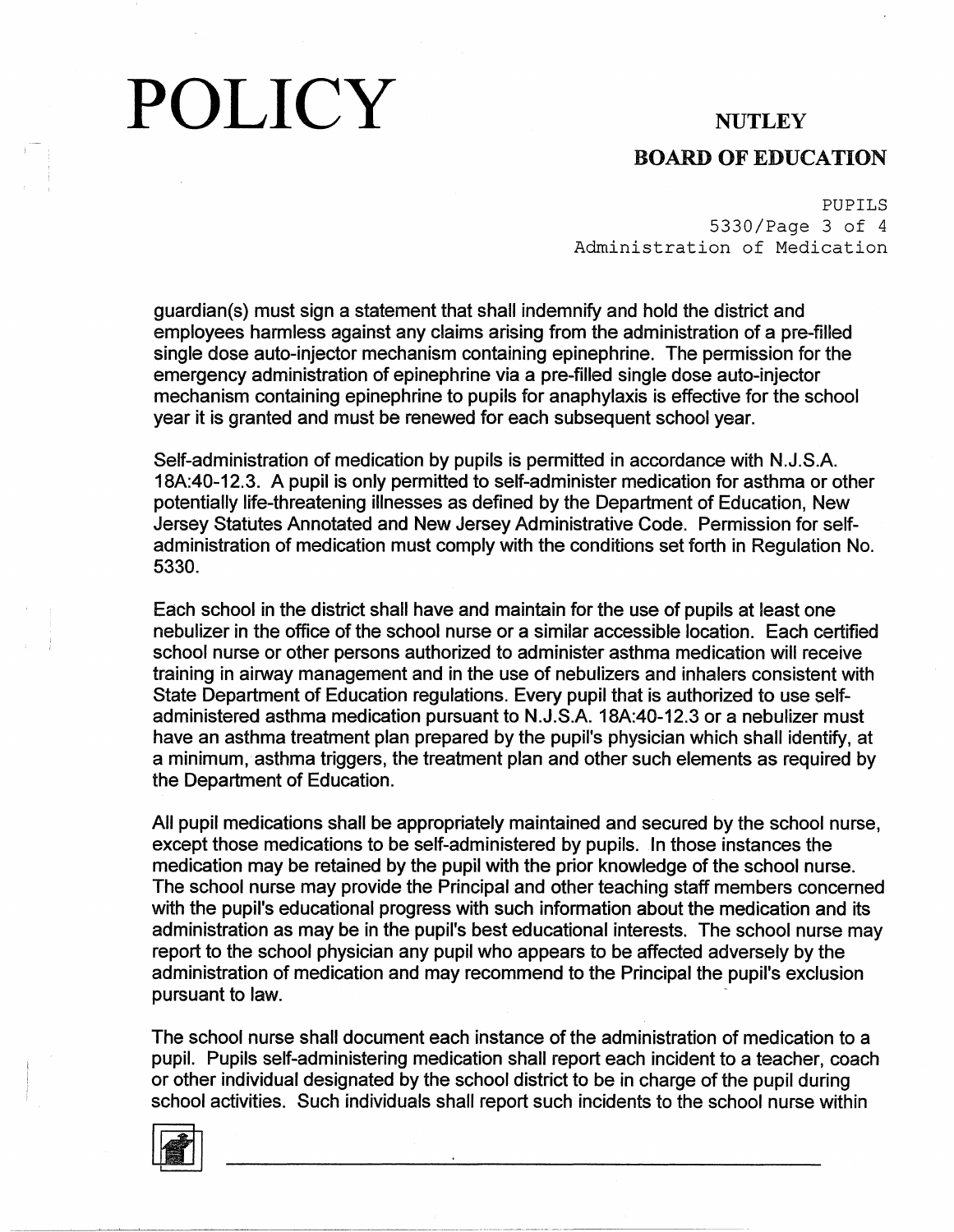guardian(s) must sign a statement that shall indemnify and hold the district and employees harmless against any claims arising from the administration of a pre-filled single dose auto-injector mechanism containing epinephrine. The permission for the emergency administration of epinephrine via a pre-filled single dose auto-injector mechanism containing epinephrine to pupils for anaphylaxis is effective for the school year it is granted and must be renewed for each subsequent school year.

Self-administration of medication by pupils is permitted in accordance with N.J.S.A. 18A:40-12.3. A pupil is only permitted to self-administer medication for asthma or other potentially life-threatening illnesses as defined by the Department of Education, New Jersey Statutes Annotated and New Jersey Administrative Code. Permission for self-administration of medication must comply with the conditions set forth in Regulation No. 5330.

Each school in the district shall have and maintain for the use of pupils at least one nebulizer in the office of the school nurse or a similar accessible location. Each certified school nurse or other persons authorized to administer asthma medication will receive training in airway management and in the use of nebulizers and inhalers consistent with State Department of Education regulations. Every pupil that is authorized to use self-administered asthma medication pursuant to N.J.S.A. 18A:40-12.3 or a nebulizer must have an asthma treatment plan prepared by the pupil's physician which shall identify, at a minimum, asthma triggers, the treatment plan and other such elements as required by the Department of Education.

All pupil medications shall be appropriately maintained and secured by the school nurse, except those medications to be self-administered by pupils. In those instances the medication may be retained by the pupil with the prior knowledge of the school nurse. The school nurse may provide the Principal and other teaching staff members concerned with the pupil's educational progress with such information about the medication and its administration as may be in the pupil's best educational interests. The school nurse may report to the school physician any pupil who appears to be affected adversely by the administration of medication and may recommend to the Principal the pupil's exclusion pursuant to law.

The school nurse shall document each instance of the administration of medication to a pupil. Pupils self-administering medication shall report each incident to a teacher, coach or other individual designated by the school district to be in charge of the pupil during school activities. Such individuals shall report such incidents to the school nurse within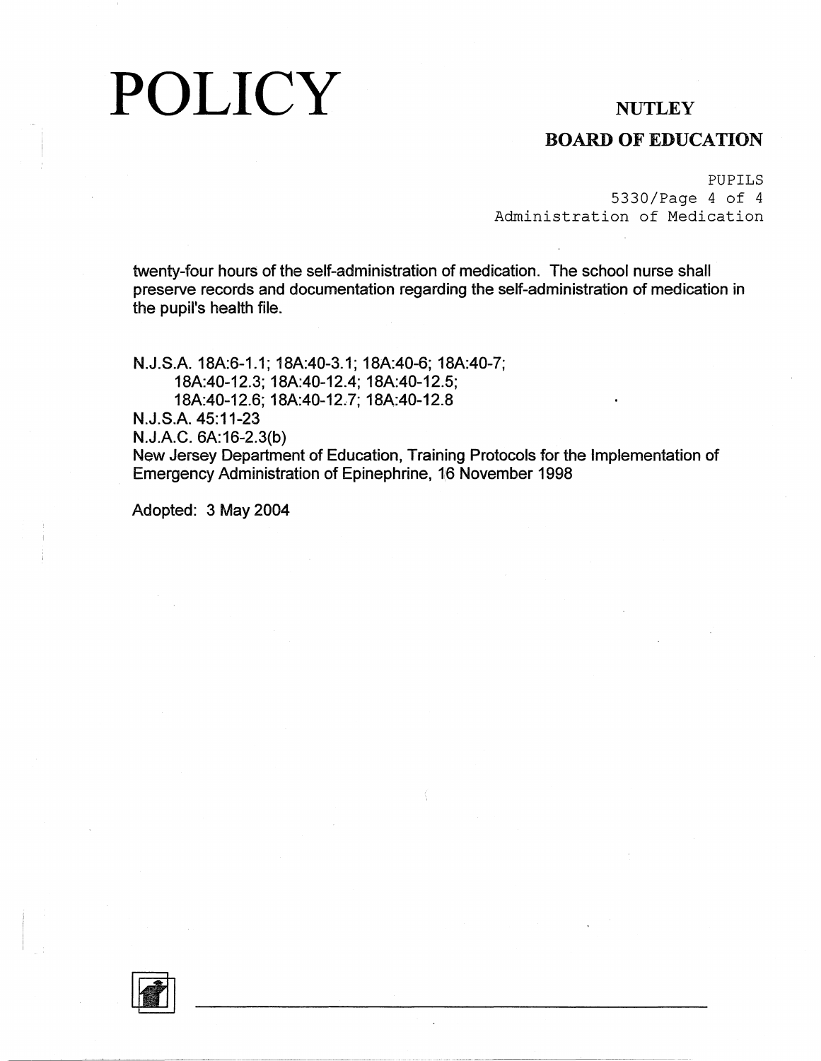twenty-four hours of the self-administration of medication. The school nurse shall preserve records and documentation regarding the self-administration of medication in the pupil's health file.

N.J.S.A. 18A:6-1.1; 18A:40-3.1; 18A:40-6; 18A:40-7;
18A:40-12.3; 18A:40-12.4; 18A:40-12.5;
18A:40-12.6; 18A:40-12.7; 18A:40-12.8
N.J.S.A. 45:11-23
N.J.A.C. 6A:16-2.3(b)
New Jersey Department of Education, Training Protocols for the Implementation of Emergency Administration of Epinephrine, 16 November 1998

Adopted: 3 May 2004